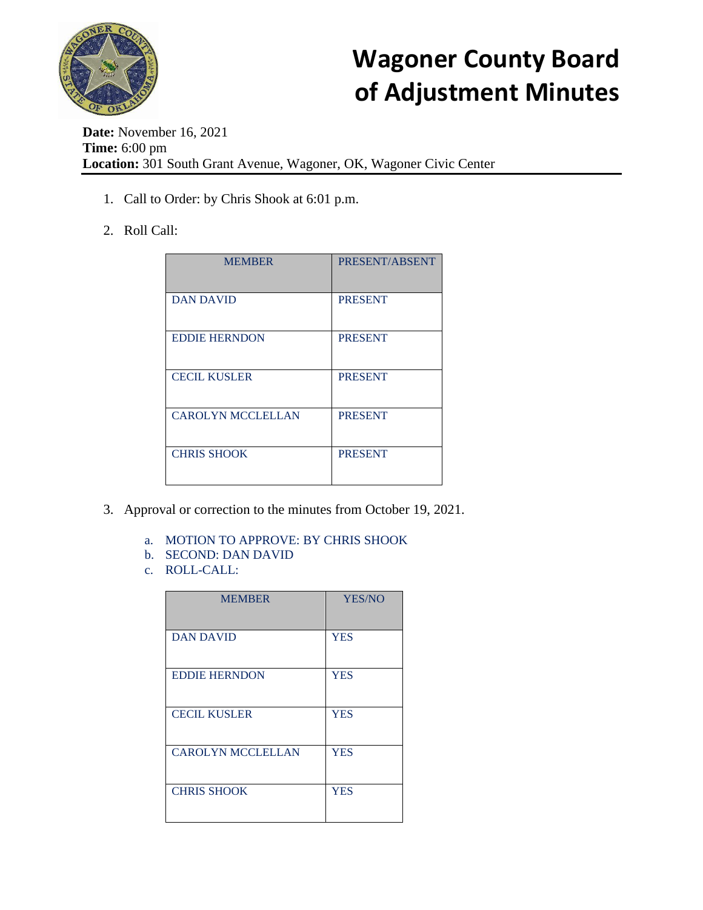# Wagoner County Board of Adjustment Minutes

**Date:** November 16, 2021
**Time:** 6:00 pm
**Location:** 301 South Grant Avenue, Wagoner, OK, Wagoner Civic Center

1. Call to Order: by Chris Shook at 6:01 p.m.

2. Roll Call:

| MEMBER | PRESENT/ABSENT |
|---|---|
| DAN DAVID | PRESENT |
| EDDIE HERNDON | PRESENT |
| CECIL KUSLER | PRESENT |
| CAROLYN MCCLELLAN | PRESENT |
| CHRIS SHOOK | PRESENT |

3. Approval or correction to the minutes from October 19, 2021.

   a. MOTION TO APPROVE: BY CHRIS SHOOK
   b. SECOND: DAN DAVID
   c. ROLL-CALL:

| MEMBER | YES/NO |
|---|---|
| DAN DAVID | YES |
| EDDIE HERNDON | YES |
| CECIL KUSLER | YES |
| CAROLYN MCCLELLAN | YES |
| CHRIS SHOOK | YES |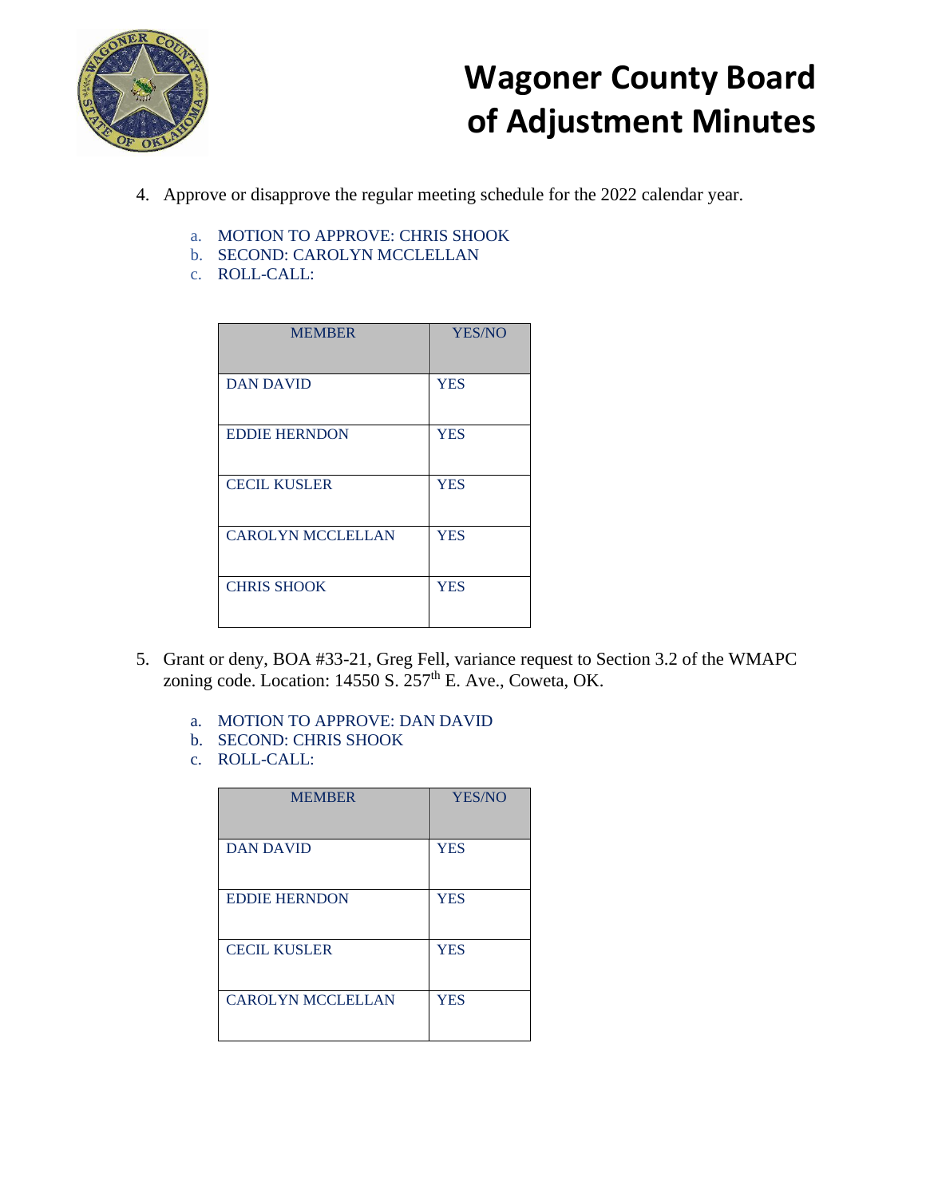# Wagoner County Board of Adjustment Minutes

4. Approve or disapprove the regular meeting schedule for the 2022 calendar year.

   a. MOTION TO APPROVE: CHRIS SHOOK
   b. SECOND: CAROLYN MCCLELLAN
   c. ROLL-CALL:

| MEMBER | YES/NO |
|---|---|
| DAN DAVID | YES |
| EDDIE HERNDON | YES |
| CECIL KUSLER | YES |
| CAROLYN MCCLELLAN | YES |
| CHRIS SHOOK | YES |

5. Grant or deny, BOA #33-21, Greg Fell, variance request to Section 3.2 of the WMAPC zoning code. Location: 14550 S. 257th E. Ave., Coweta, OK.

   a. MOTION TO APPROVE: DAN DAVID
   b. SECOND: CHRIS SHOOK
   c. ROLL-CALL:

| MEMBER | YES/NO |
|---|---|
| DAN DAVID | YES |
| EDDIE HERNDON | YES |
| CECIL KUSLER | YES |
| CAROLYN MCCLELLAN | YES |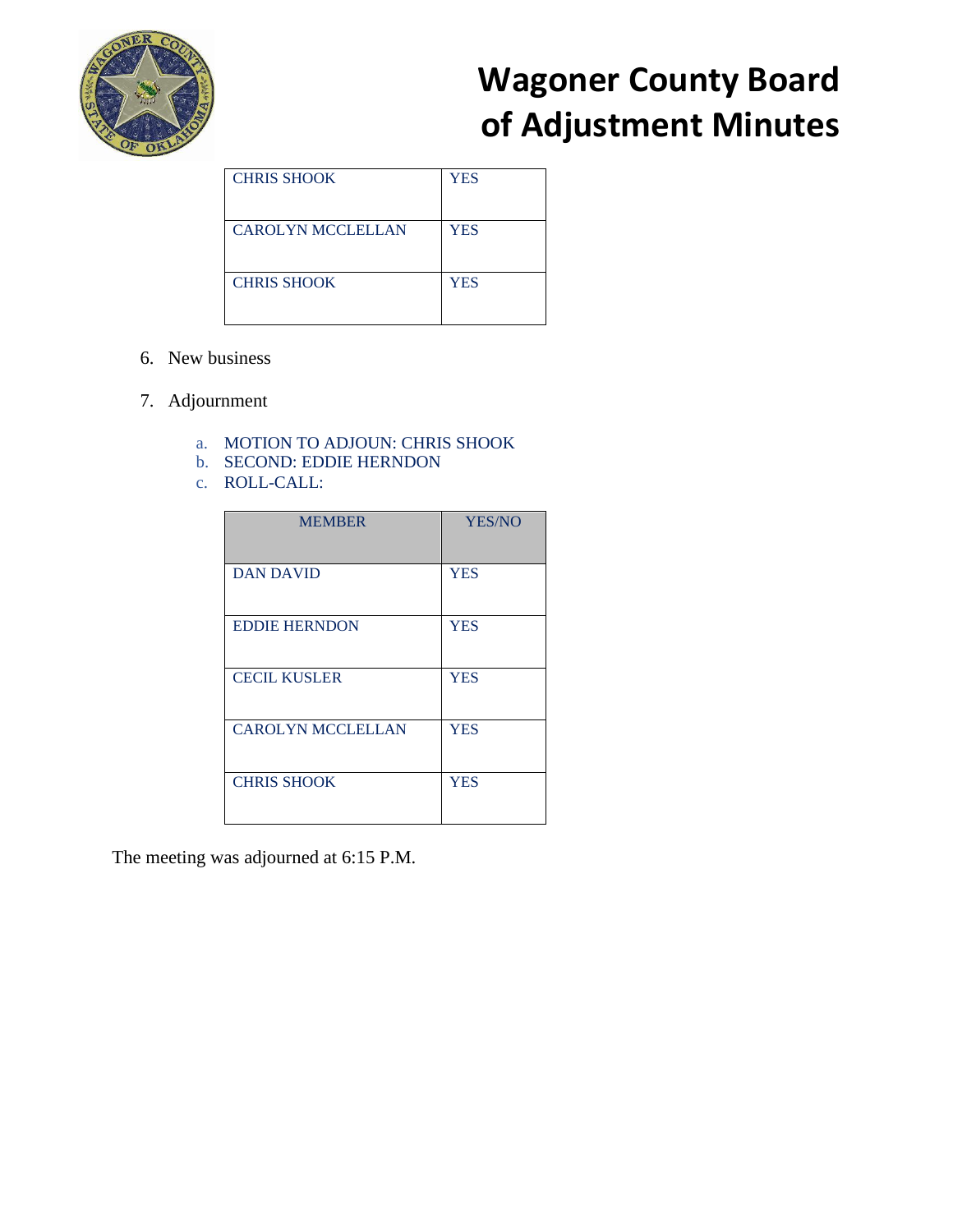# Wagoner County Board of Adjustment Minutes

| | |
|---|---|
| CHRIS SHOOK | YES |
| CAROLYN MCCLELLAN | YES |
| CHRIS SHOOK | YES |

6. New business

7. Adjournment

   a. MOTION TO ADJOUN: CHRIS SHOOK
   b. SECOND: EDDIE HERNDON
   c. ROLL-CALL:

| MEMBER | YES/NO |
|---|---|
| DAN DAVID | YES |
| EDDIE HERNDON | YES |
| CECIL KUSLER | YES |
| CAROLYN MCCLELLAN | YES |
| CHRIS SHOOK | YES |

The meeting was adjourned at 6:15 P.M.